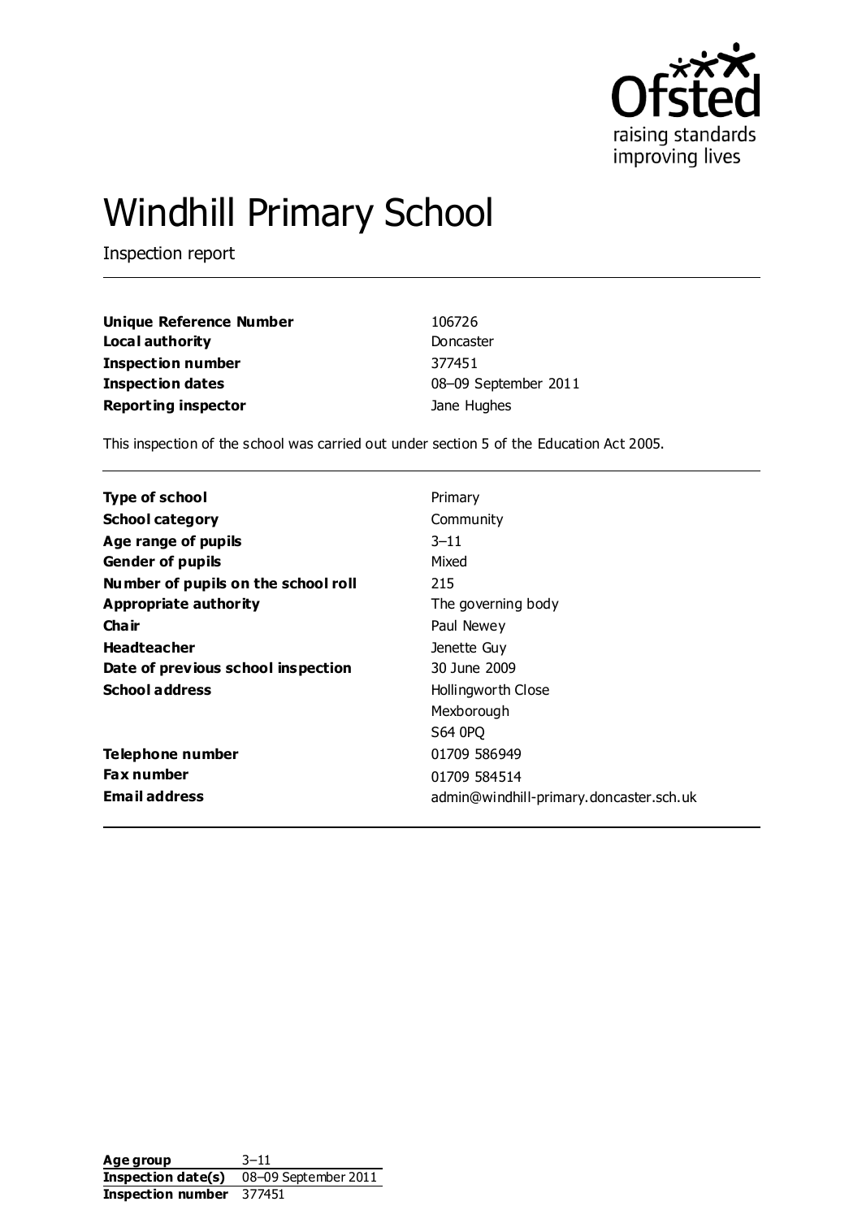# Windhill Primary School

Inspection report

| | |
|---|---|
| **Unique Reference Number** | 106726 |
| **Local authority** | Doncaster |
| **Inspection number** | 377451 |
| **Inspection dates** | 08–09 September 2011 |
| **Reporting inspector** | Jane Hughes |

This inspection of the school was carried out under section 5 of the Education Act 2005.

| | |
|---|---|
| **Type of school** | Primary |
| **School category** | Community |
| **Age range of pupils** | 3–11 |
| **Gender of pupils** | Mixed |
| **Number of pupils on the school roll** | 215 |
| **Appropriate authority** | The governing body |
| **Chair** | Paul Newey |
| **Headteacher** | Jenette Guy |
| **Date of previous school inspection** | 30 June 2009 |
| **School address** | Hollingworth Close<br>Mexborough<br>S64 0PQ |
| **Telephone number** | 01709 586949 |
| **Fax number** | 01709 584514 |
| **Email address** | admin@windhill-primary.doncaster.sch.uk |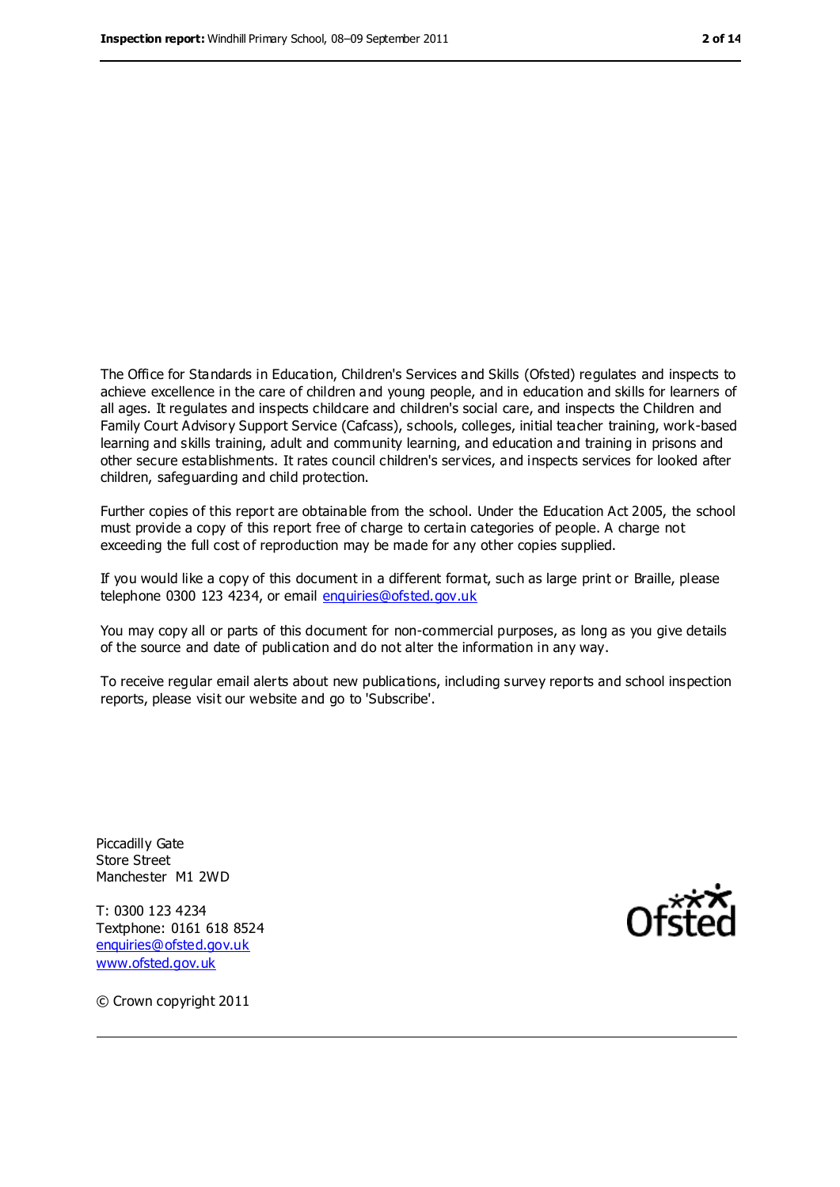The Office for Standards in Education, Children's Services and Skills (Ofsted) regulates and inspects to achieve excellence in the care of children and young people, and in education and skills for learners of all ages. It regulates and inspects childcare and children's social care, and inspects the Children and Family Court Advisory Support Service (Cafcass), schools, colleges, initial teacher training, work-based learning and skills training, adult and community learning, and education and training in prisons and other secure establishments. It rates council children's services, and inspects services for looked after children, safeguarding and child protection.

Further copies of this report are obtainable from the school. Under the Education Act 2005, the school must provide a copy of this report free of charge to certain categories of people. A charge not exceeding the full cost of reproduction may be made for any other copies supplied.

If you would like a copy of this document in a different format, such as large print or Braille, please telephone 0300 123 4234, or email enquiries@ofsted.gov.uk

You may copy all or parts of this document for non-commercial purposes, as long as you give details of the source and date of publication and do not alter the information in any way.

To receive regular email alerts about new publications, including survey reports and school inspection reports, please visit our website and go to 'Subscribe'.

Piccadilly Gate
Store Street
Manchester M1 2WD

T: 0300 123 4234
Textphone: 0161 618 8524
enquiries@ofsted.gov.uk
www.ofsted.gov.uk

© Crown copyright 2011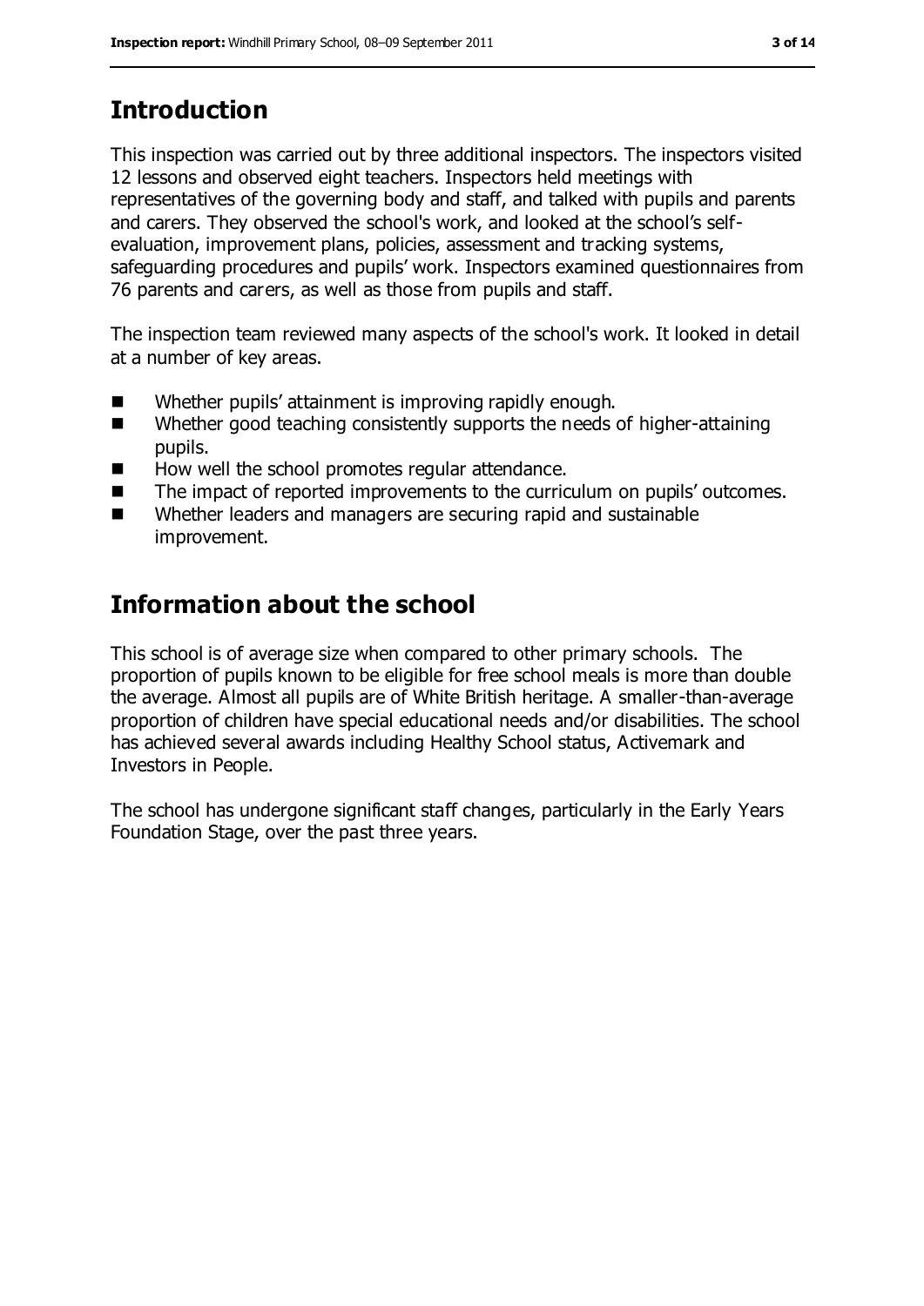## Introduction

This inspection was carried out by three additional inspectors. The inspectors visited 12 lessons and observed eight teachers. Inspectors held meetings with representatives of the governing body and staff, and talked with pupils and parents and carers. They observed the school's work, and looked at the school's self-evaluation, improvement plans, policies, assessment and tracking systems, safeguarding procedures and pupils' work. Inspectors examined questionnaires from 76 parents and carers, as well as those from pupils and staff.

The inspection team reviewed many aspects of the school's work. It looked in detail at a number of key areas.

- Whether pupils' attainment is improving rapidly enough.
- Whether good teaching consistently supports the needs of higher-attaining pupils.
- How well the school promotes regular attendance.
- The impact of reported improvements to the curriculum on pupils' outcomes.
- Whether leaders and managers are securing rapid and sustainable improvement.

## Information about the school

This school is of average size when compared to other primary schools. The proportion of pupils known to be eligible for free school meals is more than double the average. Almost all pupils are of White British heritage. A smaller-than-average proportion of children have special educational needs and/or disabilities. The school has achieved several awards including Healthy School status, Activemark and Investors in People.

The school has undergone significant staff changes, particularly in the Early Years Foundation Stage, over the past three years.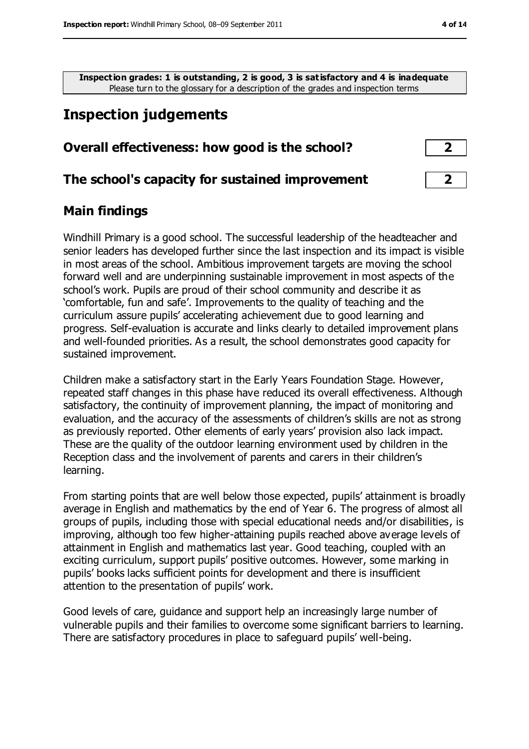**Inspection grades: 1 is outstanding, 2 is good, 3 is satisfactory and 4 is inadequate**
Please turn to the glossary for a description of the grades and inspection terms

# Inspection judgements

## Overall effectiveness: how good is the school? 2

## The school's capacity for sustained improvement 2

## Main findings

Windhill Primary is a good school. The successful leadership of the headteacher and senior leaders has developed further since the last inspection and its impact is visible in most areas of the school. Ambitious improvement targets are moving the school forward well and are underpinning sustainable improvement in most aspects of the school's work. Pupils are proud of their school community and describe it as 'comfortable, fun and safe'. Improvements to the quality of teaching and the curriculum assure pupils' accelerating achievement due to good learning and progress. Self-evaluation is accurate and links clearly to detailed improvement plans and well-founded priorities. As a result, the school demonstrates good capacity for sustained improvement.

Children make a satisfactory start in the Early Years Foundation Stage. However, repeated staff changes in this phase have reduced its overall effectiveness. Although satisfactory, the continuity of improvement planning, the impact of monitoring and evaluation, and the accuracy of the assessments of children's skills are not as strong as previously reported. Other elements of early years' provision also lack impact. These are the quality of the outdoor learning environment used by children in the Reception class and the involvement of parents and carers in their children's learning.

From starting points that are well below those expected, pupils' attainment is broadly average in English and mathematics by the end of Year 6. The progress of almost all groups of pupils, including those with special educational needs and/or disabilities, is improving, although too few higher-attaining pupils reached above average levels of attainment in English and mathematics last year. Good teaching, coupled with an exciting curriculum, support pupils' positive outcomes. However, some marking in pupils' books lacks sufficient points for development and there is insufficient attention to the presentation of pupils' work.

Good levels of care, guidance and support help an increasingly large number of vulnerable pupils and their families to overcome some significant barriers to learning. There are satisfactory procedures in place to safeguard pupils' well-being.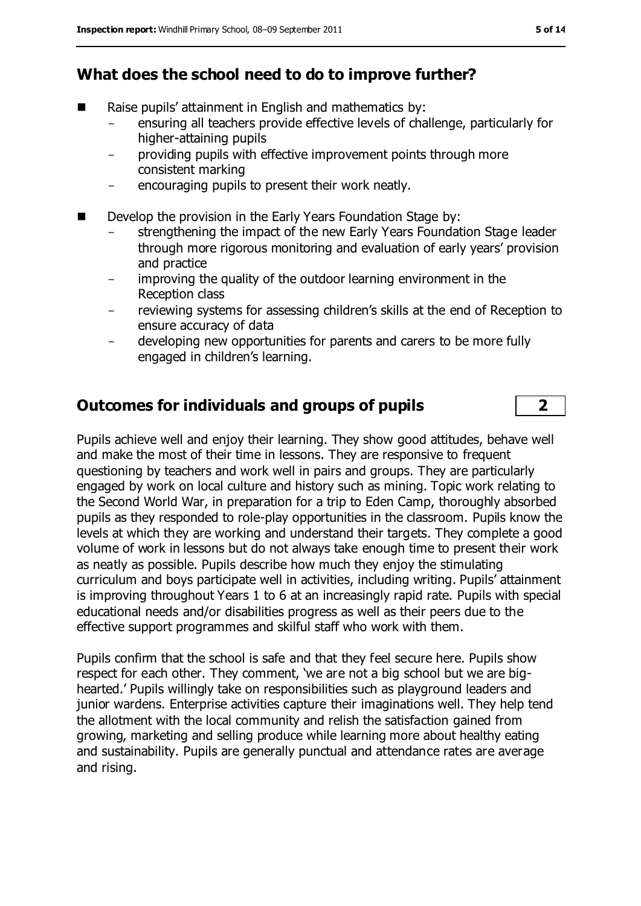## What does the school need to do to improve further?

- Raise pupils' attainment in English and mathematics by:
  - ensuring all teachers provide effective levels of challenge, particularly for higher-attaining pupils
  - providing pupils with effective improvement points through more consistent marking
  - encouraging pupils to present their work neatly.
- Develop the provision in the Early Years Foundation Stage by:
  - strengthening the impact of the new Early Years Foundation Stage leader through more rigorous monitoring and evaluation of early years' provision and practice
  - improving the quality of the outdoor learning environment in the Reception class
  - reviewing systems for assessing children's skills at the end of Reception to ensure accuracy of data
  - developing new opportunities for parents and carers to be more fully engaged in children's learning.

## Outcomes for individuals and groups of pupils — 2

Pupils achieve well and enjoy their learning. They show good attitudes, behave well and make the most of their time in lessons. They are responsive to frequent questioning by teachers and work well in pairs and groups. They are particularly engaged by work on local culture and history such as mining. Topic work relating to the Second World War, in preparation for a trip to Eden Camp, thoroughly absorbed pupils as they responded to role-play opportunities in the classroom. Pupils know the levels at which they are working and understand their targets. They complete a good volume of work in lessons but do not always take enough time to present their work as neatly as possible. Pupils describe how much they enjoy the stimulating curriculum and boys participate well in activities, including writing. Pupils' attainment is improving throughout Years 1 to 6 at an increasingly rapid rate. Pupils with special educational needs and/or disabilities progress as well as their peers due to the effective support programmes and skilful staff who work with them.

Pupils confirm that the school is safe and that they feel secure here. Pupils show respect for each other. They comment, 'we are not a big school but we are big-hearted.' Pupils willingly take on responsibilities such as playground leaders and junior wardens. Enterprise activities capture their imaginations well. They help tend the allotment with the local community and relish the satisfaction gained from growing, marketing and selling produce while learning more about healthy eating and sustainability. Pupils are generally punctual and attendance rates are average and rising.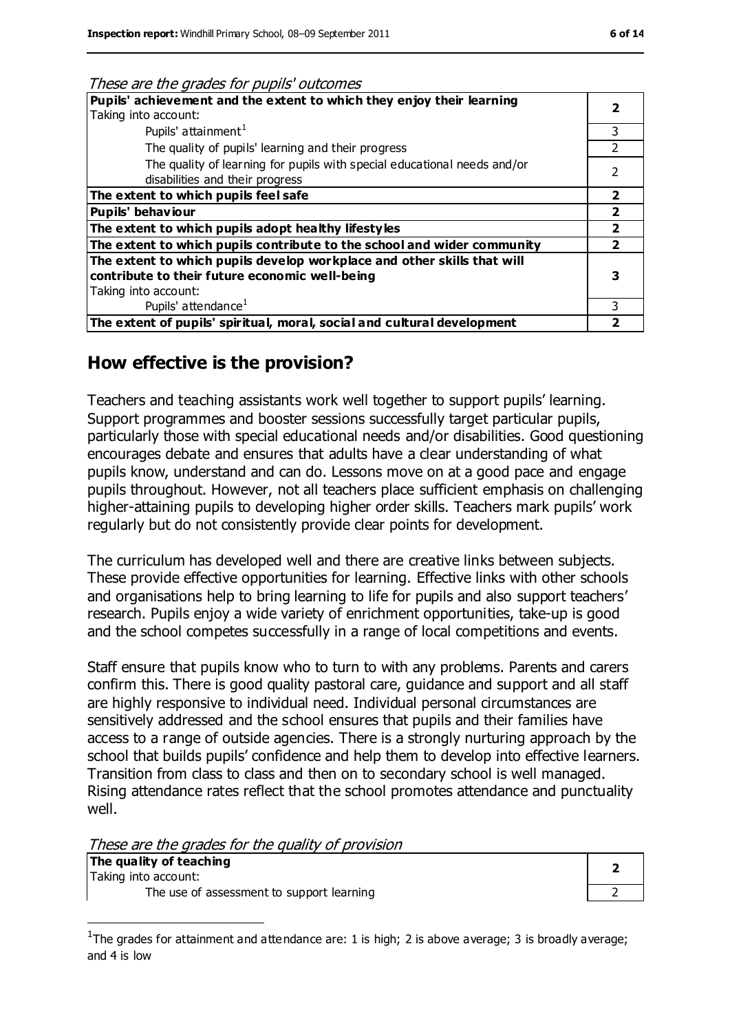*These are the grades for pupils' outcomes*

| | |
|---|---|
| **Pupils' achievement and the extent to which they enjoy their learning**<br>Taking into account: | **2** |
| Pupils' attainment[1] | 3 |
| The quality of pupils' learning and their progress | 2 |
| The quality of learning for pupils with special educational needs and/or disabilities and their progress | 2 |
| **The extent to which pupils feel safe** | **2** |
| **Pupils' behaviour** | **2** |
| **The extent to which pupils adopt healthy lifestyles** | **2** |
| **The extent to which pupils contribute to the school and wider community** | **2** |
| **The extent to which pupils develop workplace and other skills that will contribute to their future economic well-being**<br>Taking into account: | **3** |
| Pupils' attendance[1] | 3 |
| **The extent of pupils' spiritual, moral, social and cultural development** | **2** |

## How effective is the provision?

Teachers and teaching assistants work well together to support pupils' learning. Support programmes and booster sessions successfully target particular pupils, particularly those with special educational needs and/or disabilities. Good questioning encourages debate and ensures that adults have a clear understanding of what pupils know, understand and can do. Lessons move on at a good pace and engage pupils throughout. However, not all teachers place sufficient emphasis on challenging higher-attaining pupils to developing higher order skills. Teachers mark pupils' work regularly but do not consistently provide clear points for development.

The curriculum has developed well and there are creative links between subjects. These provide effective opportunities for learning. Effective links with other schools and organisations help to bring learning to life for pupils and also support teachers' research. Pupils enjoy a wide variety of enrichment opportunities, take-up is good and the school competes successfully in a range of local competitions and events.

Staff ensure that pupils know who to turn to with any problems. Parents and carers confirm this. There is good quality pastoral care, guidance and support and all staff are highly responsive to individual need. Individual personal circumstances are sensitively addressed and the school ensures that pupils and their families have access to a range of outside agencies. There is a strongly nurturing approach by the school that builds pupils' confidence and help them to develop into effective learners. Transition from class to class and then on to secondary school is well managed. Rising attendance rates reflect that the school promotes attendance and punctuality well.

*These are the grades for the quality of provision*

| | |
|---|---|
| **The quality of teaching**<br>Taking into account: | **2** |
| The use of assessment to support learning | 2 |

[1] The grades for attainment and attendance are: 1 is high; 2 is above average; 3 is broadly average; and 4 is low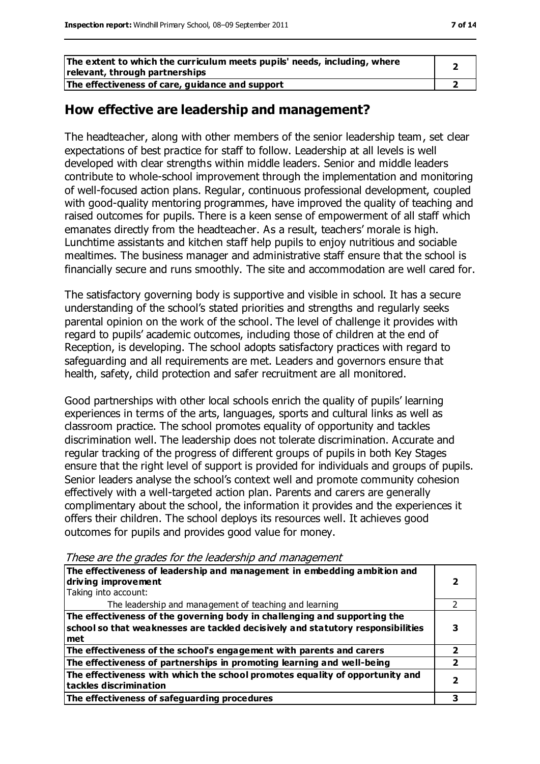| | |
|---|---|
| **The extent to which the curriculum meets pupils' needs, including, where relevant, through partnerships** | **2** |
| **The effectiveness of care, guidance and support** | **2** |

## How effective are leadership and management?

The headteacher, along with other members of the senior leadership team, set clear expectations of best practice for staff to follow. Leadership at all levels is well developed with clear strengths within middle leaders. Senior and middle leaders contribute to whole-school improvement through the implementation and monitoring of well-focused action plans. Regular, continuous professional development, coupled with good-quality mentoring programmes, have improved the quality of teaching and raised outcomes for pupils. There is a keen sense of empowerment of all staff which emanates directly from the headteacher. As a result, teachers' morale is high. Lunchtime assistants and kitchen staff help pupils to enjoy nutritious and sociable mealtimes. The business manager and administrative staff ensure that the school is financially secure and runs smoothly. The site and accommodation are well cared for.

The satisfactory governing body is supportive and visible in school. It has a secure understanding of the school's stated priorities and strengths and regularly seeks parental opinion on the work of the school. The level of challenge it provides with regard to pupils' academic outcomes, including those of children at the end of Reception, is developing. The school adopts satisfactory practices with regard to safeguarding and all requirements are met. Leaders and governors ensure that health, safety, child protection and safer recruitment are all monitored.

Good partnerships with other local schools enrich the quality of pupils' learning experiences in terms of the arts, languages, sports and cultural links as well as classroom practice. The school promotes equality of opportunity and tackles discrimination well. The leadership does not tolerate discrimination. Accurate and regular tracking of the progress of different groups of pupils in both Key Stages ensure that the right level of support is provided for individuals and groups of pupils. Senior leaders analyse the school's context well and promote community cohesion effectively with a well-targeted action plan. Parents and carers are generally complimentary about the school, the information it provides and the experiences it offers their children. The school deploys its resources well. It achieves good outcomes for pupils and provides good value for money.

*These are the grades for the leadership and management*

| | |
|---|---|
| **The effectiveness of leadership and management in embedding ambition and driving improvement**<br>Taking into account: | **2** |
| The leadership and management of teaching and learning | 2 |
| **The effectiveness of the governing body in challenging and supporting the school so that weaknesses are tackled decisively and statutory responsibilities met** | **3** |
| **The effectiveness of the school's engagement with parents and carers** | **2** |
| **The effectiveness of partnerships in promoting learning and well-being** | **2** |
| **The effectiveness with which the school promotes equality of opportunity and tackles discrimination** | **2** |
| **The effectiveness of safeguarding procedures** | **3** |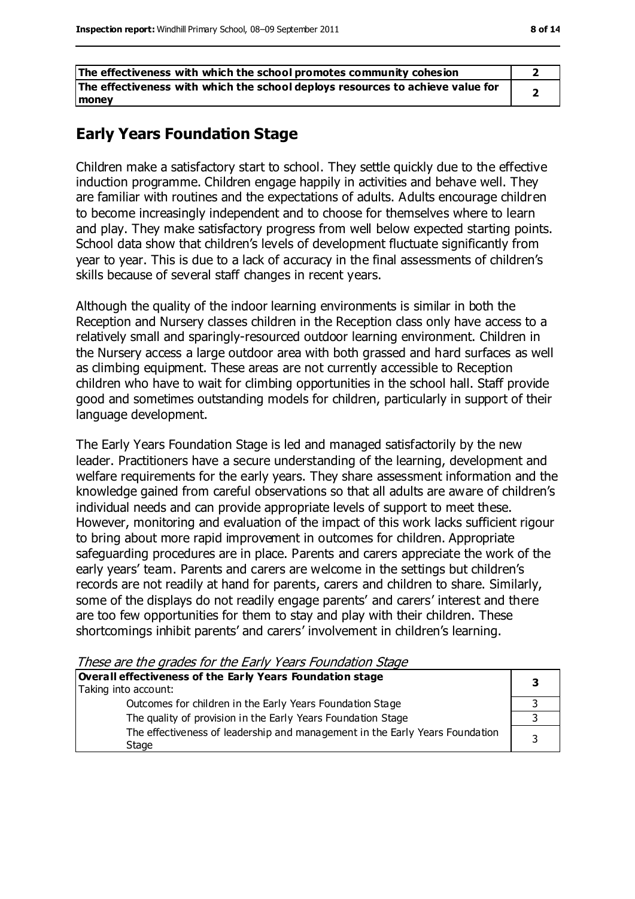| | |
|---|---|
| **The effectiveness with which the school promotes community cohesion** | **2** |
| **The effectiveness with which the school deploys resources to achieve value for money** | **2** |

## Early Years Foundation Stage

Children make a satisfactory start to school. They settle quickly due to the effective induction programme. Children engage happily in activities and behave well. They are familiar with routines and the expectations of adults. Adults encourage children to become increasingly independent and to choose for themselves where to learn and play. They make satisfactory progress from well below expected starting points. School data show that children's levels of development fluctuate significantly from year to year. This is due to a lack of accuracy in the final assessments of children's skills because of several staff changes in recent years.

Although the quality of the indoor learning environments is similar in both the Reception and Nursery classes children in the Reception class only have access to a relatively small and sparingly-resourced outdoor learning environment. Children in the Nursery access a large outdoor area with both grassed and hard surfaces as well as climbing equipment. These areas are not currently accessible to Reception children who have to wait for climbing opportunities in the school hall. Staff provide good and sometimes outstanding models for children, particularly in support of their language development.

The Early Years Foundation Stage is led and managed satisfactorily by the new leader. Practitioners have a secure understanding of the learning, development and welfare requirements for the early years. They share assessment information and the knowledge gained from careful observations so that all adults are aware of children's individual needs and can provide appropriate levels of support to meet these. However, monitoring and evaluation of the impact of this work lacks sufficient rigour to bring about more rapid improvement in outcomes for children. Appropriate safeguarding procedures are in place. Parents and carers appreciate the work of the early years' team. Parents and carers are welcome in the settings but children's records are not readily at hand for parents, carers and children to share. Similarly, some of the displays do not readily engage parents' and carers' interest and there are too few opportunities for them to stay and play with their children. These shortcomings inhibit parents' and carers' involvement in children's learning.

*These are the grades for the Early Years Foundation Stage*

| | |
|---|---|
| **Overall effectiveness of the Early Years Foundation stage**<br>Taking into account: | **3** |
| Outcomes for children in the Early Years Foundation Stage | 3 |
| The quality of provision in the Early Years Foundation Stage | 3 |
| The effectiveness of leadership and management in the Early Years Foundation Stage | 3 |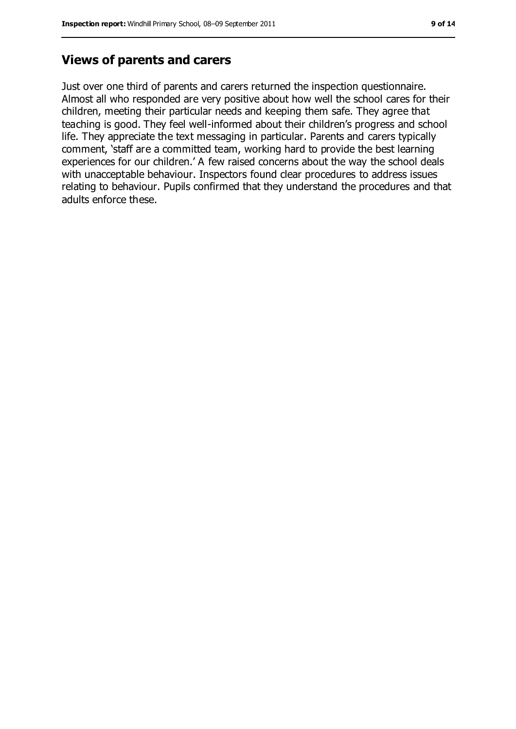## Views of parents and carers

Just over one third of parents and carers returned the inspection questionnaire. Almost all who responded are very positive about how well the school cares for their children, meeting their particular needs and keeping them safe. They agree that teaching is good. They feel well-informed about their children's progress and school life. They appreciate the text messaging in particular. Parents and carers typically comment, 'staff are a committed team, working hard to provide the best learning experiences for our children.' A few raised concerns about the way the school deals with unacceptable behaviour. Inspectors found clear procedures to address issues relating to behaviour. Pupils confirmed that they understand the procedures and that adults enforce these.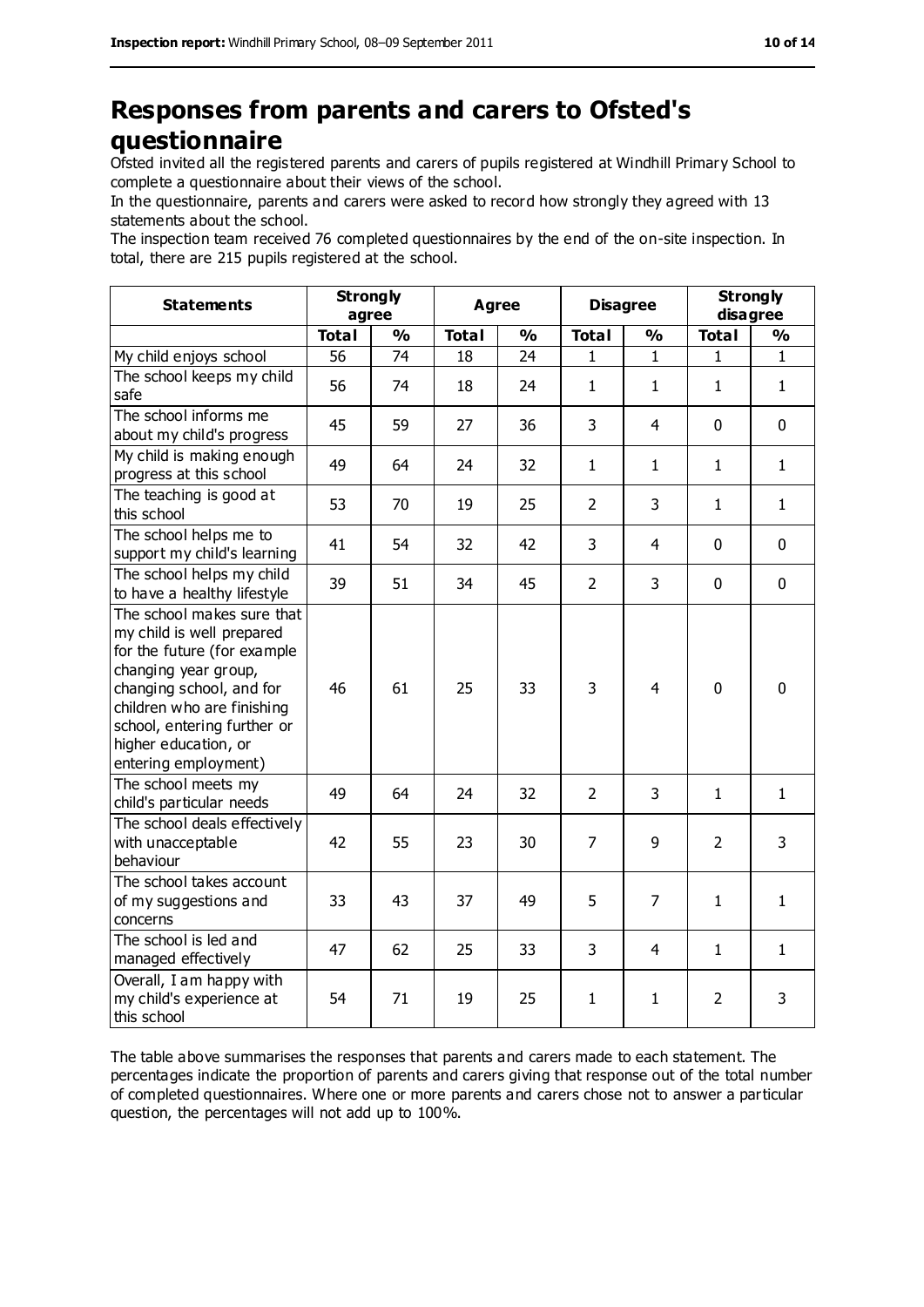# Responses from parents and carers to Ofsted's questionnaire

Ofsted invited all the registered parents and carers of pupils registered at Windhill Primary School to complete a questionnaire about their views of the school.

In the questionnaire, parents and carers were asked to record how strongly they agreed with 13 statements about the school.

The inspection team received 76 completed questionnaires by the end of the on-site inspection. In total, there are 215 pupils registered at the school.

| Statements | Strongly agree | | Agree | | Disagree | | Strongly disagree | |
|---|---|---|---|---|---|---|---|---|
| | **Total** | **%** | **Total** | **%** | **Total** | **%** | **Total** | **%** |
| My child enjoys school | 56 | 74 | 18 | 24 | 1 | 1 | 1 | 1 |
| The school keeps my child safe | 56 | 74 | 18 | 24 | 1 | 1 | 1 | 1 |
| The school informs me about my child's progress | 45 | 59 | 27 | 36 | 3 | 4 | 0 | 0 |
| My child is making enough progress at this school | 49 | 64 | 24 | 32 | 1 | 1 | 1 | 1 |
| The teaching is good at this school | 53 | 70 | 19 | 25 | 2 | 3 | 1 | 1 |
| The school helps me to support my child's learning | 41 | 54 | 32 | 42 | 3 | 4 | 0 | 0 |
| The school helps my child to have a healthy lifestyle | 39 | 51 | 34 | 45 | 2 | 3 | 0 | 0 |
| The school makes sure that my child is well prepared for the future (for example changing year group, changing school, and for children who are finishing school, entering further or higher education, or entering employment) | 46 | 61 | 25 | 33 | 3 | 4 | 0 | 0 |
| The school meets my child's particular needs | 49 | 64 | 24 | 32 | 2 | 3 | 1 | 1 |
| The school deals effectively with unacceptable behaviour | 42 | 55 | 23 | 30 | 7 | 9 | 2 | 3 |
| The school takes account of my suggestions and concerns | 33 | 43 | 37 | 49 | 5 | 7 | 1 | 1 |
| The school is led and managed effectively | 47 | 62 | 25 | 33 | 3 | 4 | 1 | 1 |
| Overall, I am happy with my child's experience at this school | 54 | 71 | 19 | 25 | 1 | 1 | 2 | 3 |

The table above summarises the responses that parents and carers made to each statement. The percentages indicate the proportion of parents and carers giving that response out of the total number of completed questionnaires. Where one or more parents and carers chose not to answer a particular question, the percentages will not add up to 100%.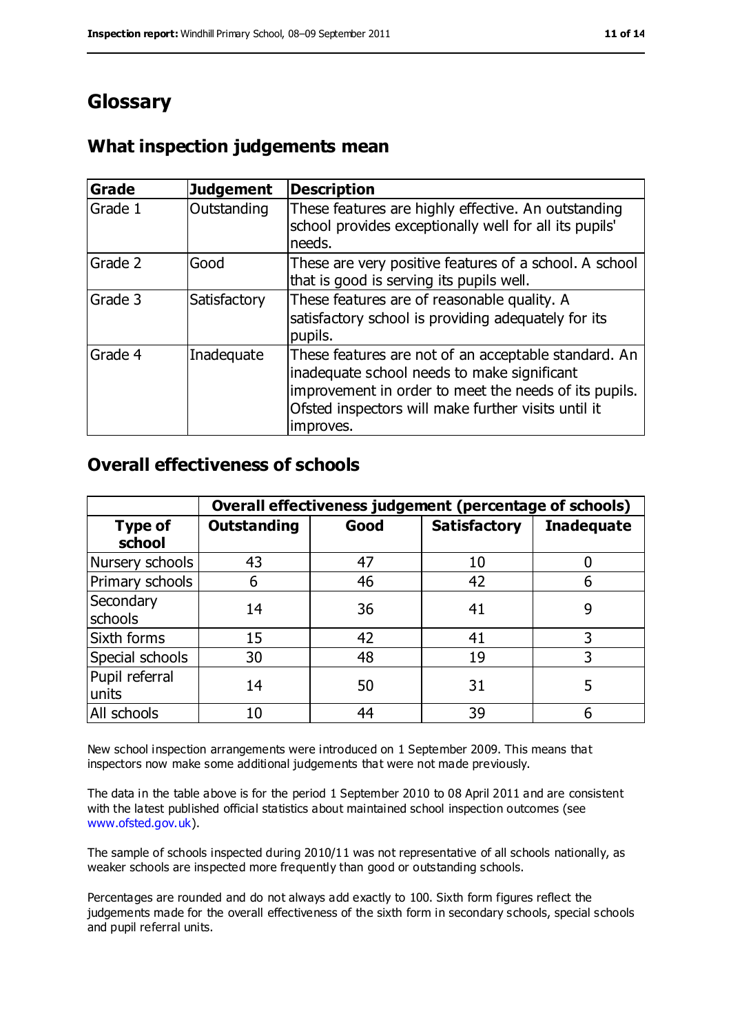# Glossary

## What inspection judgements mean

| Grade | Judgement | Description |
|---|---|---|
| Grade 1 | Outstanding | These features are highly effective. An outstanding school provides exceptionally well for all its pupils' needs. |
| Grade 2 | Good | These are very positive features of a school. A school that is good is serving its pupils well. |
| Grade 3 | Satisfactory | These features are of reasonable quality. A satisfactory school is providing adequately for its pupils. |
| Grade 4 | Inadequate | These features are not of an acceptable standard. An inadequate school needs to make significant improvement in order to meet the needs of its pupils. Ofsted inspectors will make further visits until it improves. |

## Overall effectiveness of schools

| | Overall effectiveness judgement (percentage of schools) | | | |
|---|---|---|---|---|
| **Type of school** | **Outstanding** | **Good** | **Satisfactory** | **Inadequate** |
| Nursery schools | 43 | 47 | 10 | 0 |
| Primary schools | 6 | 46 | 42 | 6 |
| Secondary schools | 14 | 36 | 41 | 9 |
| Sixth forms | 15 | 42 | 41 | 3 |
| Special schools | 30 | 48 | 19 | 3 |
| Pupil referral units | 14 | 50 | 31 | 5 |
| All schools | 10 | 44 | 39 | 6 |

New school inspection arrangements were introduced on 1 September 2009. This means that inspectors now make some additional judgements that were not made previously.

The data in the table above is for the period 1 September 2010 to 08 April 2011 and are consistent with the latest published official statistics about maintained school inspection outcomes (see www.ofsted.gov.uk).

The sample of schools inspected during 2010/11 was not representative of all schools nationally, as weaker schools are inspected more frequently than good or outstanding schools.

Percentages are rounded and do not always add exactly to 100. Sixth form figures reflect the judgements made for the overall effectiveness of the sixth form in secondary schools, special schools and pupil referral units.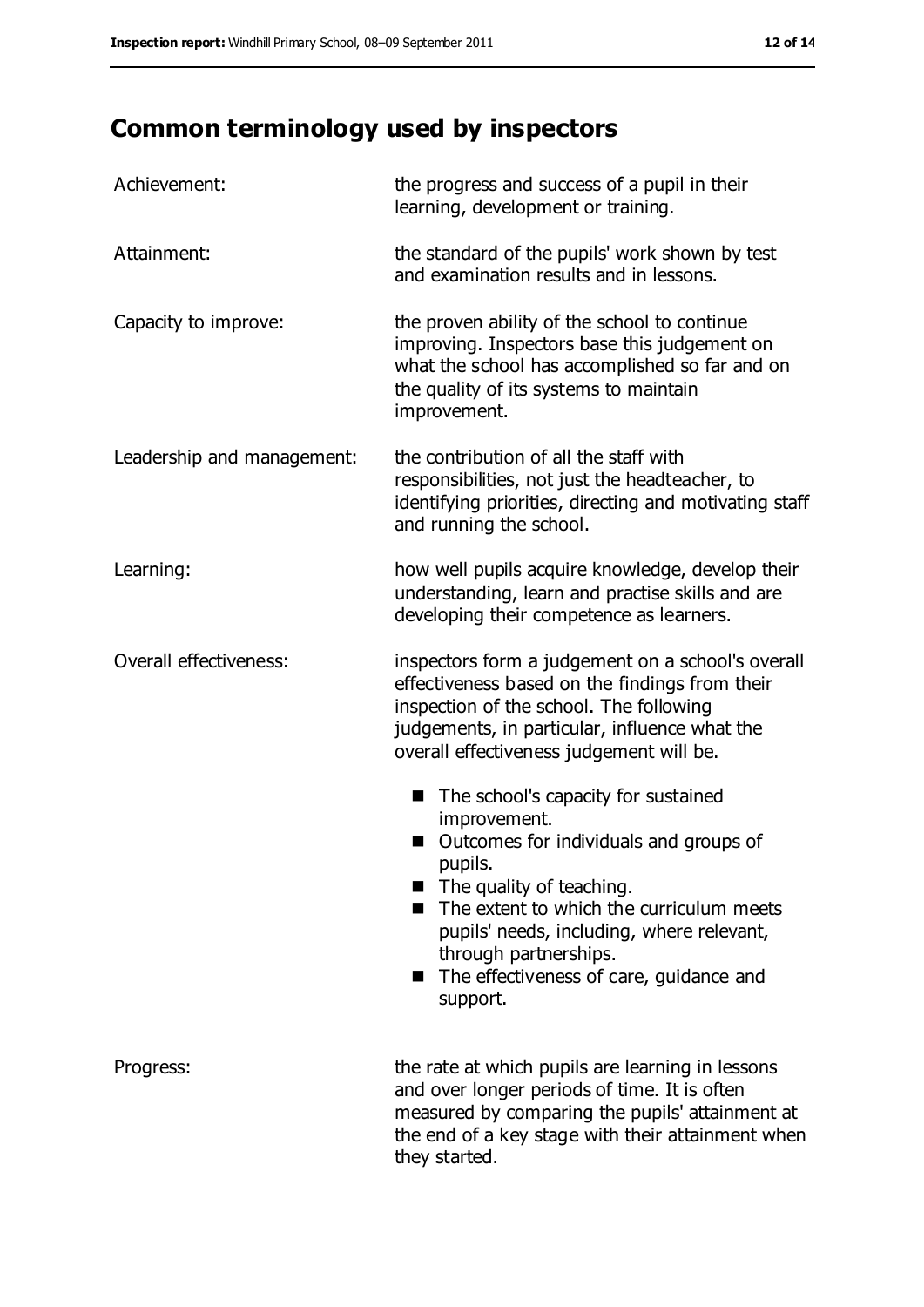# Common terminology used by inspectors

| | |
|---|---|
| Achievement: | the progress and success of a pupil in their learning, development or training. |
| Attainment: | the standard of the pupils' work shown by test and examination results and in lessons. |
| Capacity to improve: | the proven ability of the school to continue improving. Inspectors base this judgement on what the school has accomplished so far and on the quality of its systems to maintain improvement. |
| Leadership and management: | the contribution of all the staff with responsibilities, not just the headteacher, to identifying priorities, directing and motivating staff and running the school. |
| Learning: | how well pupils acquire knowledge, develop their understanding, learn and practise skills and are developing their competence as learners. |
| Overall effectiveness: | inspectors form a judgement on a school's overall effectiveness based on the findings from their inspection of the school. The following judgements, in particular, influence what the overall effectiveness judgement will be. <br>■ The school's capacity for sustained improvement. <br>■ Outcomes for individuals and groups of pupils. <br>■ The quality of teaching. <br>■ The extent to which the curriculum meets pupils' needs, including, where relevant, through partnerships. <br>■ The effectiveness of care, guidance and support. |
| Progress: | the rate at which pupils are learning in lessons and over longer periods of time. It is often measured by comparing the pupils' attainment at the end of a key stage with their attainment when they started. |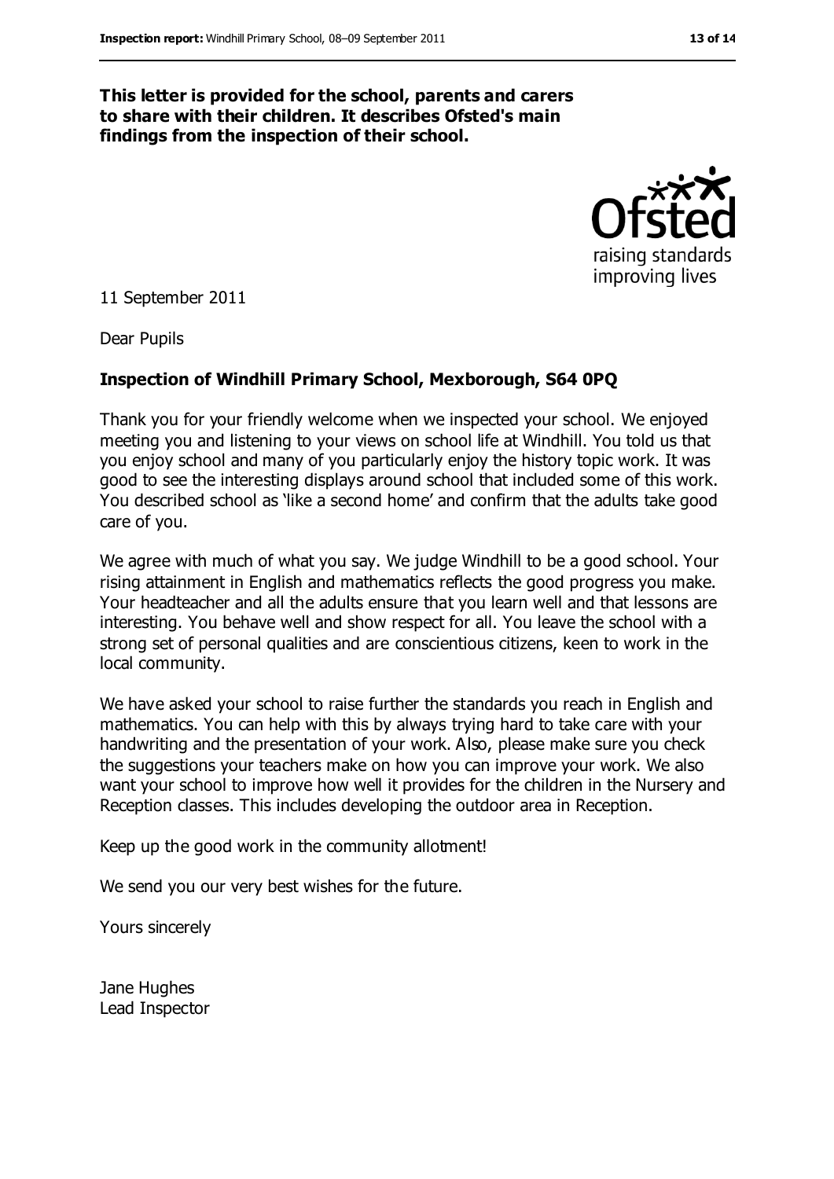**This letter is provided for the school, parents and carers to share with their children. It describes Ofsted's main findings from the inspection of their school.**

11 September 2011

Dear Pupils

**Inspection of Windhill Primary School, Mexborough, S64 0PQ**

Thank you for your friendly welcome when we inspected your school. We enjoyed meeting you and listening to your views on school life at Windhill. You told us that you enjoy school and many of you particularly enjoy the history topic work. It was good to see the interesting displays around school that included some of this work. You described school as 'like a second home' and confirm that the adults take good care of you.

We agree with much of what you say. We judge Windhill to be a good school. Your rising attainment in English and mathematics reflects the good progress you make. Your headteacher and all the adults ensure that you learn well and that lessons are interesting. You behave well and show respect for all. You leave the school with a strong set of personal qualities and are conscientious citizens, keen to work in the local community.

We have asked your school to raise further the standards you reach in English and mathematics. You can help with this by always trying hard to take care with your handwriting and the presentation of your work. Also, please make sure you check the suggestions your teachers make on how you can improve your work. We also want your school to improve how well it provides for the children in the Nursery and Reception classes. This includes developing the outdoor area in Reception.

Keep up the good work in the community allotment!

We send you our very best wishes for the future.

Yours sincerely

Jane Hughes
Lead Inspector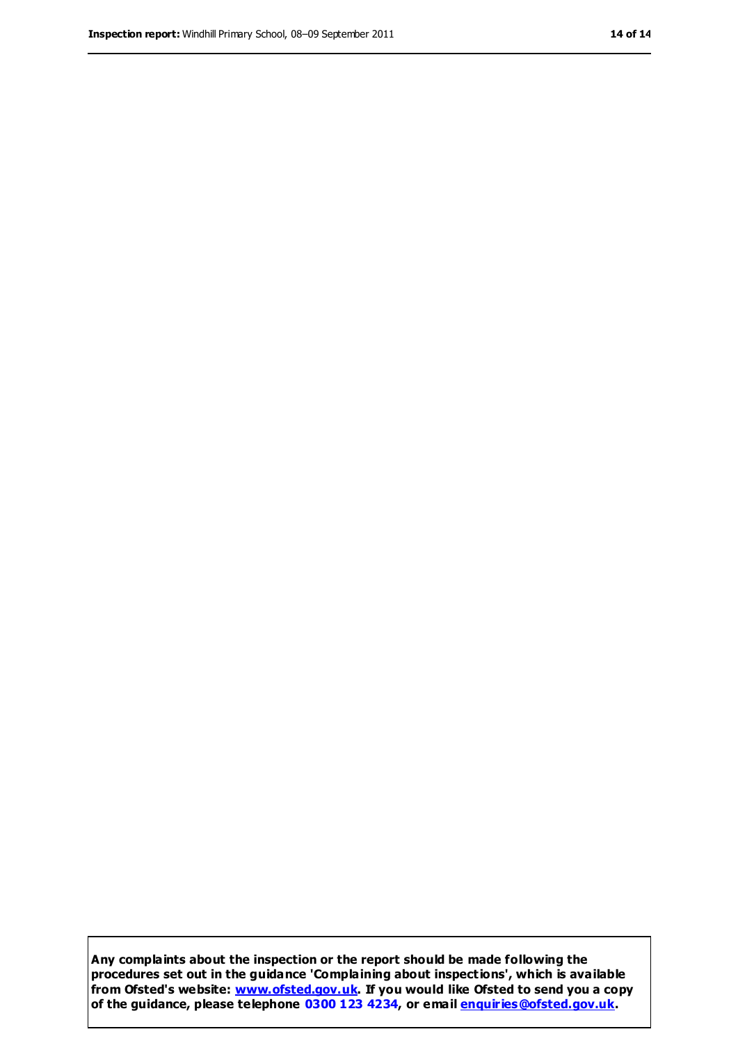**Any complaints about the inspection or the report should be made following the procedures set out in the guidance 'Complaining about inspections', which is available from Ofsted's website: [www.ofsted.gov.uk](http://www.ofsted.gov.uk). If you would like Ofsted to send you a copy of the guidance, please telephone 0300 123 4234, or email [enquiries@ofsted.gov.uk](mailto:enquiries@ofsted.gov.uk).**